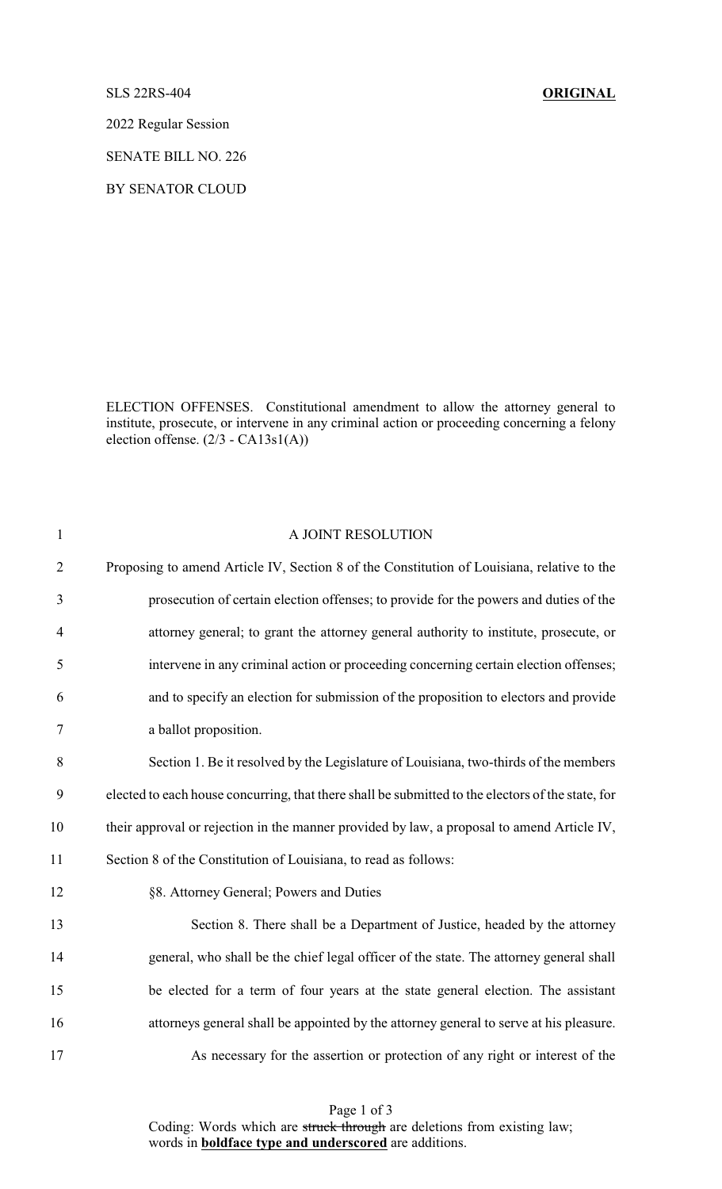SLS 22RS-404 **ORIGINAL**

2022 Regular Session

SENATE BILL NO. 226

BY SENATOR CLOUD

ELECTION OFFENSES. Constitutional amendment to allow the attorney general to institute, prosecute, or intervene in any criminal action or proceeding concerning a felony election offense. (2/3 - CA13s1(A))

A JOINT RESOLUTION

Proposing to amend Article IV, Section 8 of the Constitution of Louisiana, relative to the prosecution of certain election offenses; to provide for the powers and duties of the attorney general; to grant the attorney general authority to institute, prosecute, or intervene in any criminal action or proceeding concerning certain election offenses; and to specify an election for submission of the proposition to electors and provide a ballot proposition.

Section 1. Be it resolved by the Legislature of Louisiana, two-thirds of the members elected to each house concurring, that there shall be submitted to the electors of the state, for their approval or rejection in the manner provided by law, a proposal to amend Article IV, Section 8 of the Constitution of Louisiana, to read as follows:

§8. Attorney General; Powers and Duties

Section 8. There shall be a Department of Justice, headed by the attorney general, who shall be the chief legal officer of the state. The attorney general shall be elected for a term of four years at the state general election. The assistant attorneys general shall be appointed by the attorney general to serve at his pleasure.

As necessary for the assertion or protection of any right or interest of the

Coding: Words which are ~~struck through~~ are deletions from existing law; words in **boldface type and underscored** are additions.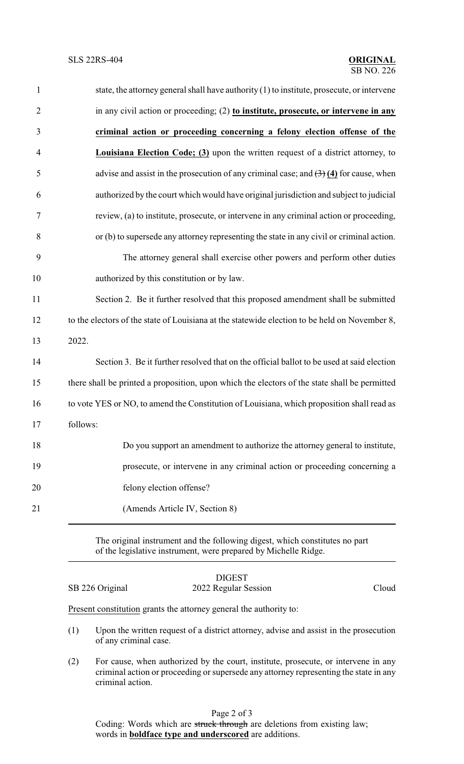state, the attorney general shall have authority (1) to institute, prosecute, or intervene in any civil action or proceeding; (2) **<u>to institute, prosecute, or intervene in any criminal action or proceeding concerning a felony election offense of the Louisiana Election Code; (3)</u>** upon the written request of a district attorney, to advise and assist in the prosecution of any criminal case; and ~~(3)~~ **<u>(4)</u>** for cause, when authorized by the court which would have original jurisdiction and subject to judicial review, (a) to institute, prosecute, or intervene in any criminal action or proceeding, or (b) to supersede any attorney representing the state in any civil or criminal action.

The attorney general shall exercise other powers and perform other duties authorized by this constitution or by law.

Section 2. Be it further resolved that this proposed amendment shall be submitted to the electors of the state of Louisiana at the statewide election to be held on November 8, 2022.

Section 3. Be it further resolved that on the official ballot to be used at said election there shall be printed a proposition, upon which the electors of the state shall be permitted to vote YES or NO, to amend the Constitution of Louisiana, which proposition shall read as follows:

Do you support an amendment to authorize the attorney general to institute, prosecute, or intervene in any criminal action or proceeding concerning a felony election offense?

(Amends Article IV, Section 8)

---

The original instrument and the following digest, which constitutes no part of the legislative instrument, were prepared by Michelle Ridge.

---

DIGEST

SB 226 Original — 2022 Regular Session — Cloud

<u>Present constitution</u> grants the attorney general the authority to:

(1) Upon the written request of a district attorney, advise and assist in the prosecution of any criminal case.

(2) For cause, when authorized by the court, institute, prosecute, or intervene in any criminal action or proceeding or supersede any attorney representing the state in any criminal action.

Coding: Words which are ~~struck through~~ are deletions from existing law; words in **<u>boldface type and underscored</u>** are additions.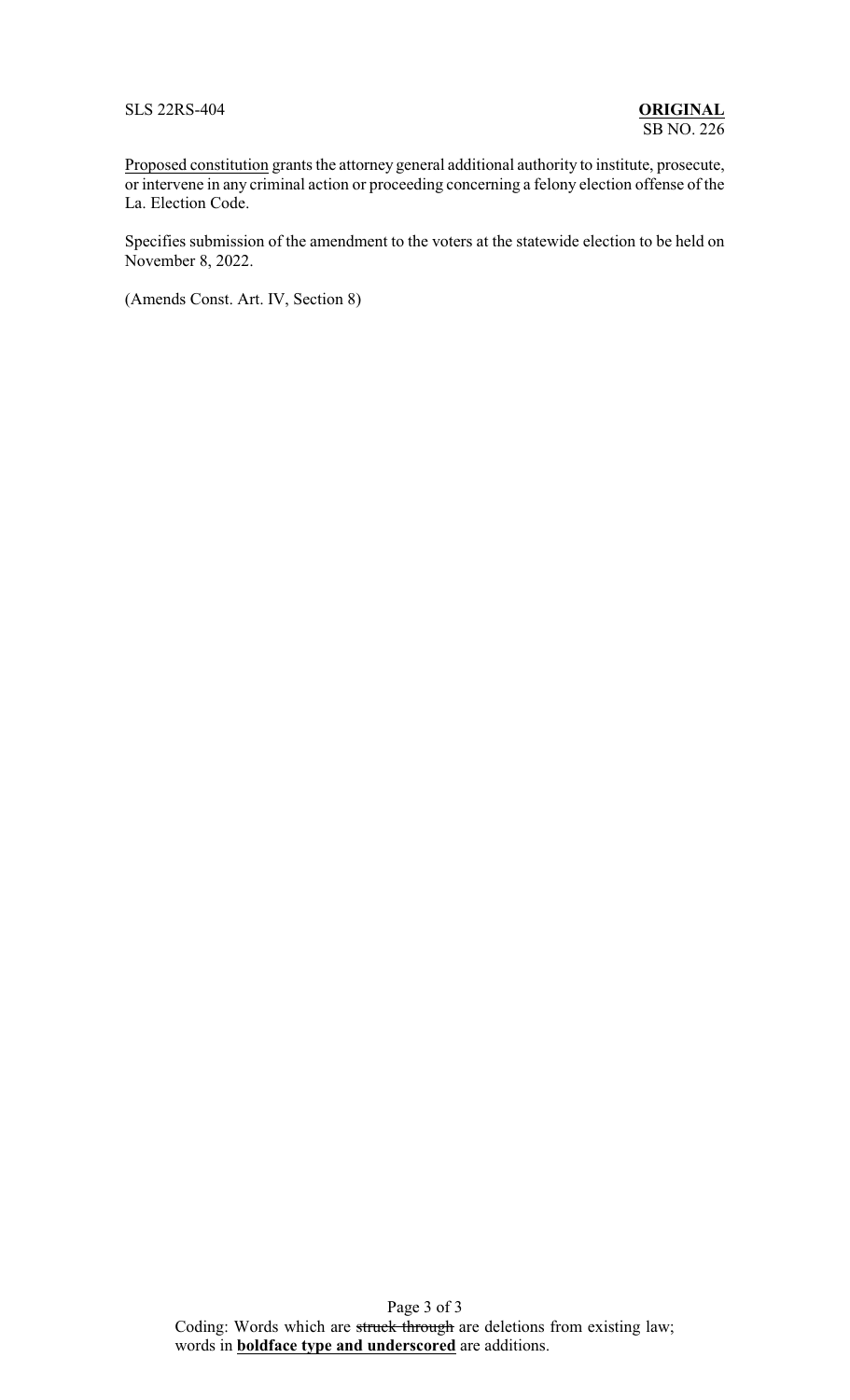Proposed constitution grants the attorney general additional authority to institute, prosecute, or intervene in any criminal action or proceeding concerning a felony election offense of the La. Election Code.

Specifies submission of the amendment to the voters at the statewide election to be held on November 8, 2022.

(Amends Const. Art. IV, Section 8)